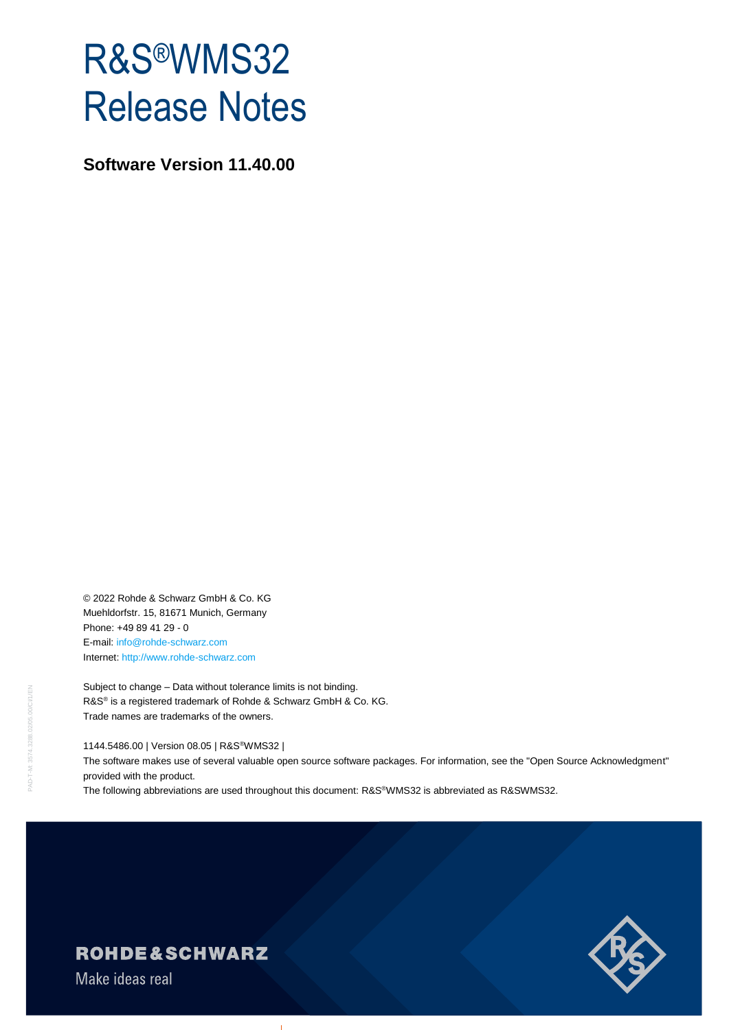# R&S®WMS32 Release Notes

**Software Version 11.40.00**

© 2022 Rohde & Schwarz GmbH & Co. KG
Muehldorfstr. 15, 81671 Munich, Germany
Phone: +49 89 41 29 - 0
E-mail: info@rohde-schwarz.com
Internet: http://www.rohde-schwarz.com

Subject to change – Data without tolerance limits is not binding.
R&S® is a registered trademark of Rohde & Schwarz GmbH & Co. KG.
Trade names are trademarks of the owners.

1144.5486.00 | Version 08.05 | R&S®WMS32 |
The software makes use of several valuable open source software packages. For information, see the "Open Source Acknowledgment" provided with the product.
The following abbreviations are used throughout this document: R&S®WMS32 is abbreviated as R&SWMS32.

ROHDE&SCHWARZ
Make ideas real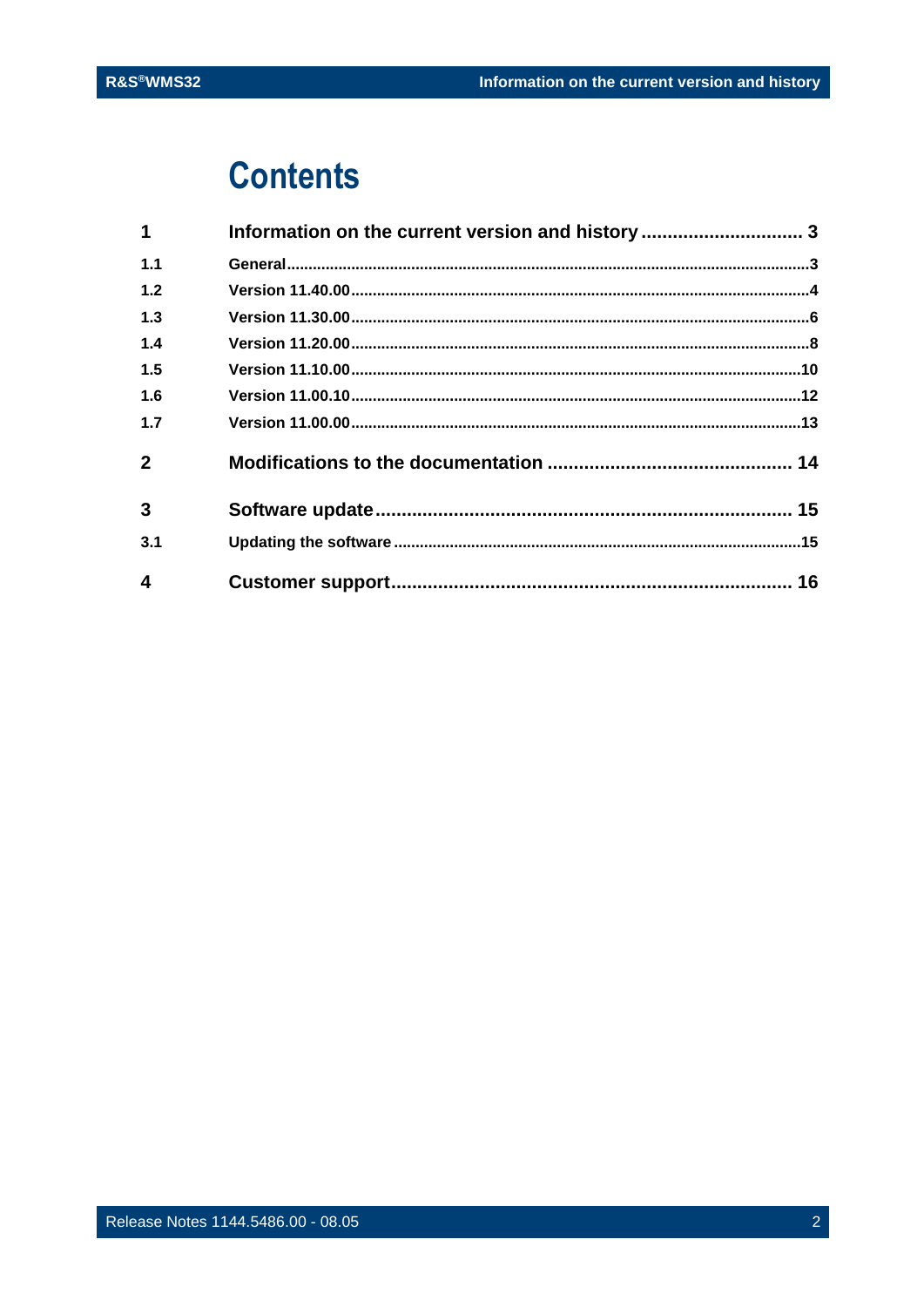# Contents

| | | |
|---|---|---|
| **1** | **Information on the current version and history** | **3** |
| 1.1 | General | 3 |
| 1.2 | Version 11.40.00 | 4 |
| 1.3 | Version 11.30.00 | 6 |
| 1.4 | Version 11.20.00 | 8 |
| 1.5 | Version 11.10.00 | 10 |
| 1.6 | Version 11.00.10 | 12 |
| 1.7 | Version 11.00.00 | 13 |
| **2** | **Modifications to the documentation** | **14** |
| **3** | **Software update** | **15** |
| 3.1 | Updating the software | 15 |
| **4** | **Customer support** | **16** |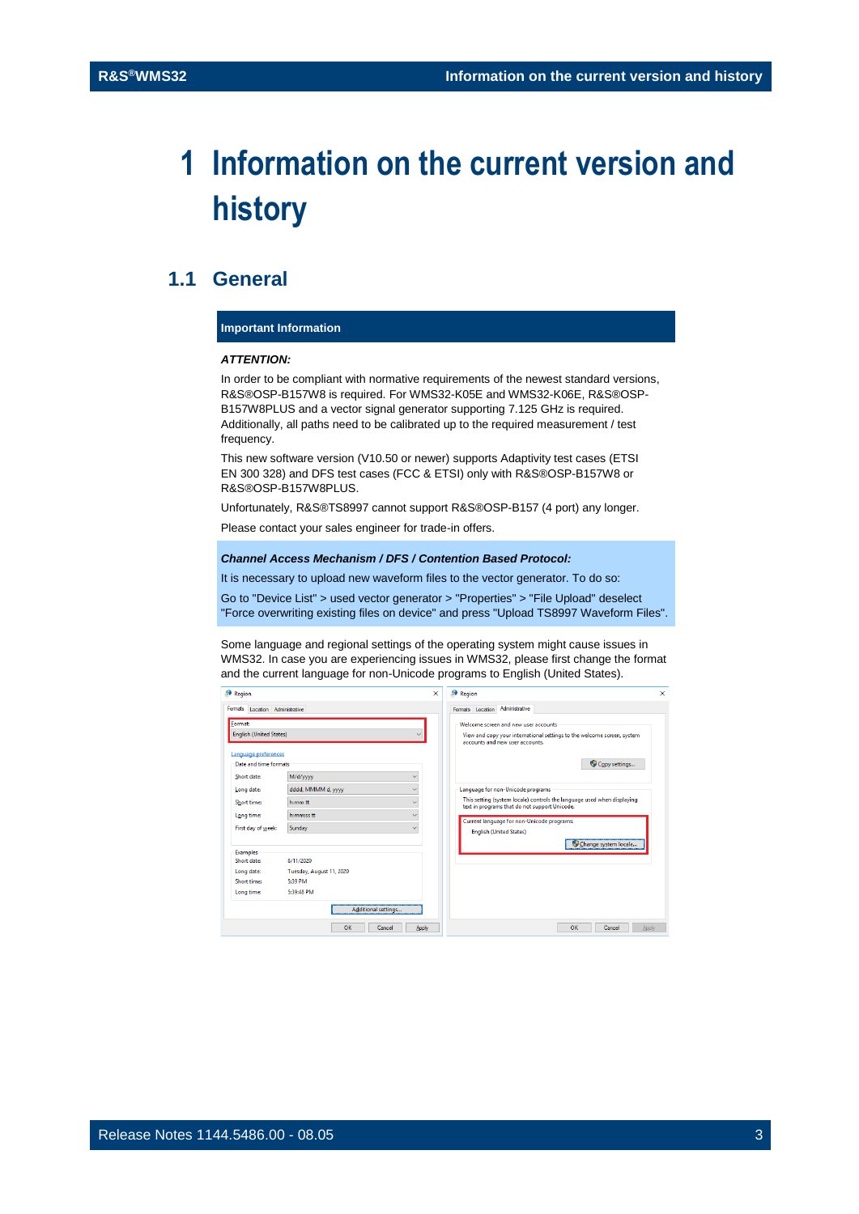# 1 Information on the current version and history

## 1.1 General

**Important Information**

***ATTENTION:***

In order to be compliant with normative requirements of the newest standard versions, R&S®OSP-B157W8 is required. For WMS32-K05E and WMS32-K06E, R&S®OSP-B157W8PLUS and a vector signal generator supporting 7.125 GHz is required. Additionally, all paths need to be calibrated up to the required measurement / test frequency.

This new software version (V10.50 or newer) supports Adaptivity test cases (ETSI EN 300 328) and DFS test cases (FCC & ETSI) only with R&S®OSP-B157W8 or R&S®OSP-B157W8PLUS.

Unfortunately, R&S®TS8997 cannot support R&S®OSP-B157 (4 port) any longer.

Please contact your sales engineer for trade-in offers.

***Channel Access Mechanism / DFS / Contention Based Protocol:***

It is necessary to upload new waveform files to the vector generator. To do so:

Go to "Device List" > used vector generator > "Properties" > "File Upload" deselect "Force overwriting existing files on device" and press "Upload TS8997 Waveform Files".

Some language and regional settings of the operating system might cause issues in WMS32. In case you are experiencing issues in WMS32, please first change the format and the current language for non-Unicode programs to English (United States).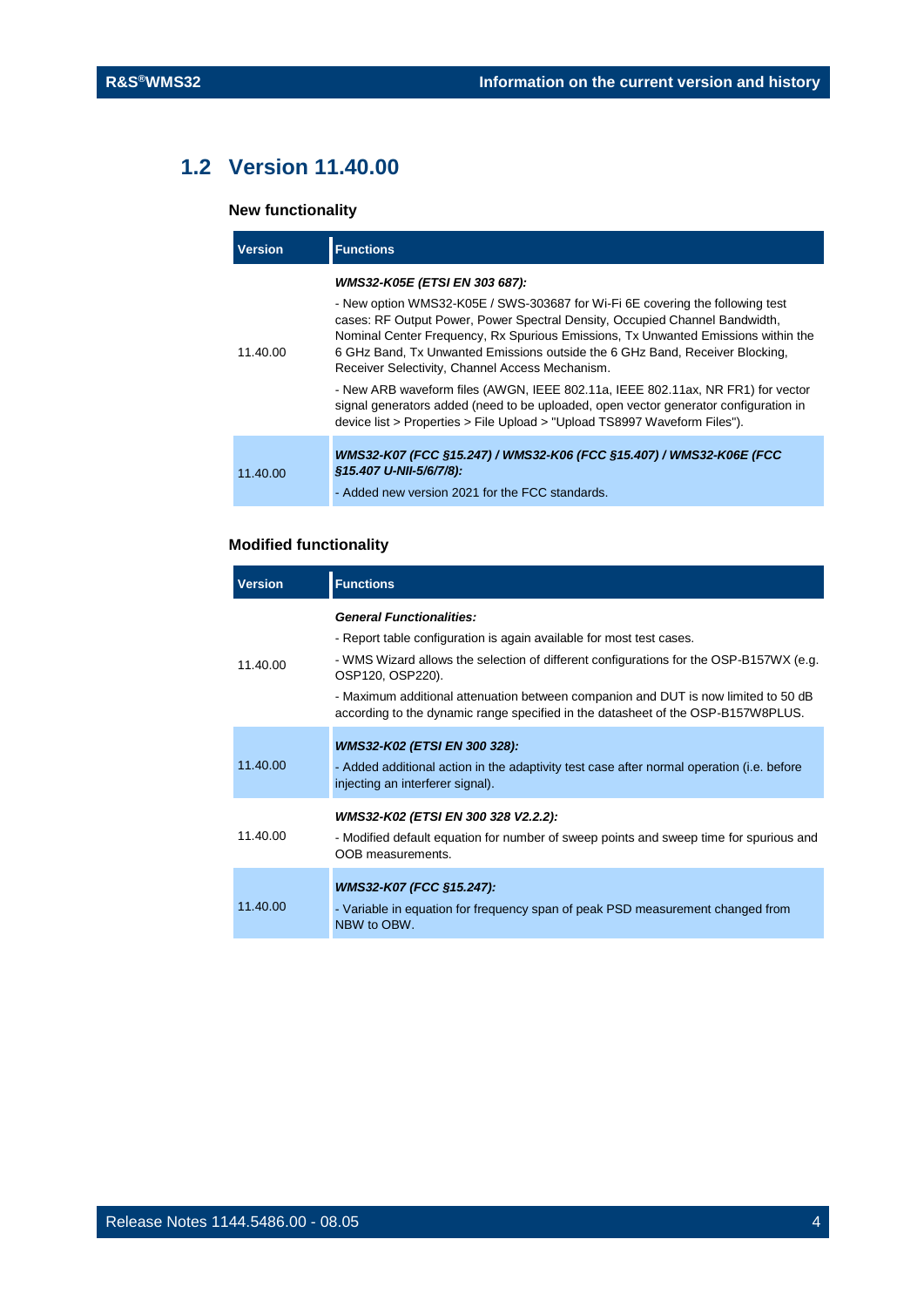## 1.2 Version 11.40.00

### New functionality

| Version | Functions |
|---|---|
| 11.40.00 | ***WMS32-K05E (ETSI EN 303 687):***<br><br>- New option WMS32-K05E / SWS-303687 for Wi-Fi 6E covering the following test cases: RF Output Power, Power Spectral Density, Occupied Channel Bandwidth, Nominal Center Frequency, Rx Spurious Emissions, Tx Unwanted Emissions within the 6 GHz Band, Tx Unwanted Emissions outside the 6 GHz Band, Receiver Blocking, Receiver Selectivity, Channel Access Mechanism.<br><br>- New ARB waveform files (AWGN, IEEE 802.11a, IEEE 802.11ax, NR FR1) for vector signal generators added (need to be uploaded, open vector generator configuration in device list > Properties > File Upload > "Upload TS8997 Waveform Files"). |
| 11.40.00 | ***WMS32-K07 (FCC §15.247) / WMS32-K06 (FCC §15.407) / WMS32-K06E (FCC §15.407 U-NII-5/6/7/8):***<br><br>- Added new version 2021 for the FCC standards. |

### Modified functionality

| Version | Functions |
|---|---|
| 11.40.00 | ***General Functionalities:***<br><br>- Report table configuration is again available for most test cases.<br><br>- WMS Wizard allows the selection of different configurations for the OSP-B157WX (e.g. OSP120, OSP220).<br><br>- Maximum additional attenuation between companion and DUT is now limited to 50 dB according to the dynamic range specified in the datasheet of the OSP-B157W8PLUS. |
| 11.40.00 | ***WMS32-K02 (ETSI EN 300 328):***<br><br>- Added additional action in the adaptivity test case after normal operation (i.e. before injecting an interferer signal). |
| 11.40.00 | ***WMS32-K02 (ETSI EN 300 328 V2.2.2):***<br><br>- Modified default equation for number of sweep points and sweep time for spurious and OOB measurements. |
| 11.40.00 | ***WMS32-K07 (FCC §15.247):***<br><br>- Variable in equation for frequency span of peak PSD measurement changed from NBW to OBW. |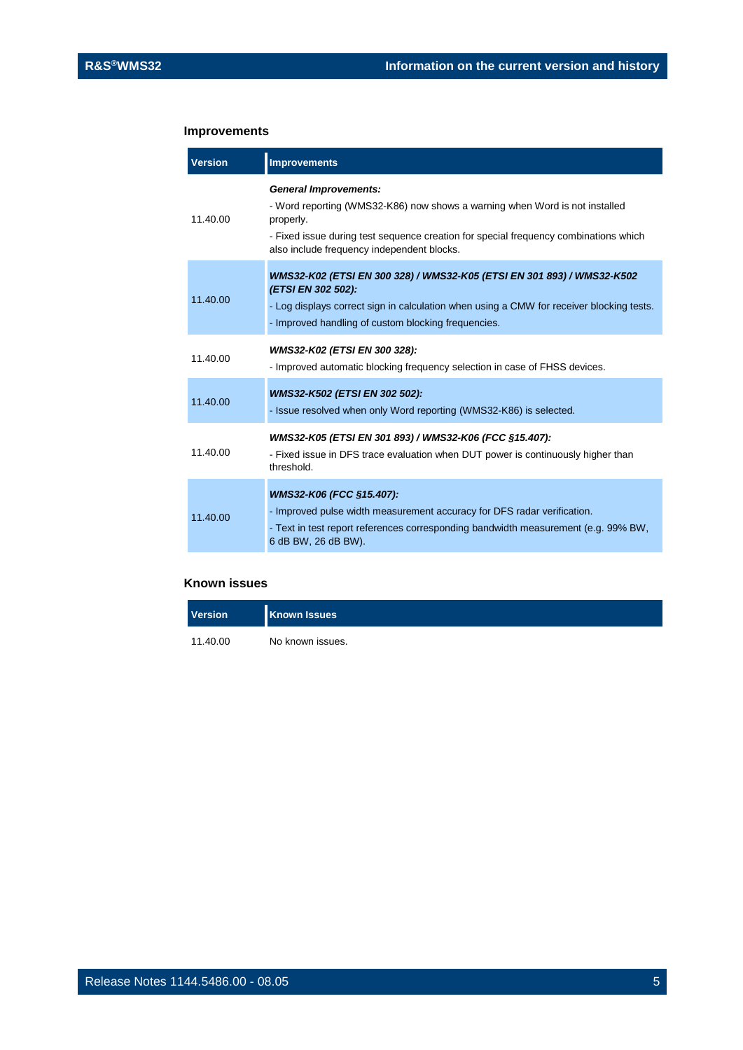## Improvements

| Version | Improvements |
| --- | --- |
| 11.40.00 | ***General Improvements:***<br>- Word reporting (WMS32-K86) now shows a warning when Word is not installed properly.<br>- Fixed issue during test sequence creation for special frequency combinations which also include frequency independent blocks. |
| 11.40.00 | ***WMS32-K02 (ETSI EN 300 328) / WMS32-K05 (ETSI EN 301 893) / WMS32-K502 (ETSI EN 302 502):***<br>- Log displays correct sign in calculation when using a CMW for receiver blocking tests.<br>- Improved handling of custom blocking frequencies. |
| 11.40.00 | ***WMS32-K02 (ETSI EN 300 328):***<br>- Improved automatic blocking frequency selection in case of FHSS devices. |
| 11.40.00 | ***WMS32-K502 (ETSI EN 302 502):***<br>- Issue resolved when only Word reporting (WMS32-K86) is selected. |
| 11.40.00 | ***WMS32-K05 (ETSI EN 301 893) / WMS32-K06 (FCC §15.407):***<br>- Fixed issue in DFS trace evaluation when DUT power is continuously higher than threshold. |
| 11.40.00 | ***WMS32-K06 (FCC §15.407):***<br>- Improved pulse width measurement accuracy for DFS radar verification.<br>- Text in test report references corresponding bandwidth measurement (e.g. 99% BW, 6 dB BW, 26 dB BW). |

## Known issues

| Version | Known Issues |
| --- | --- |
| 11.40.00 | No known issues. |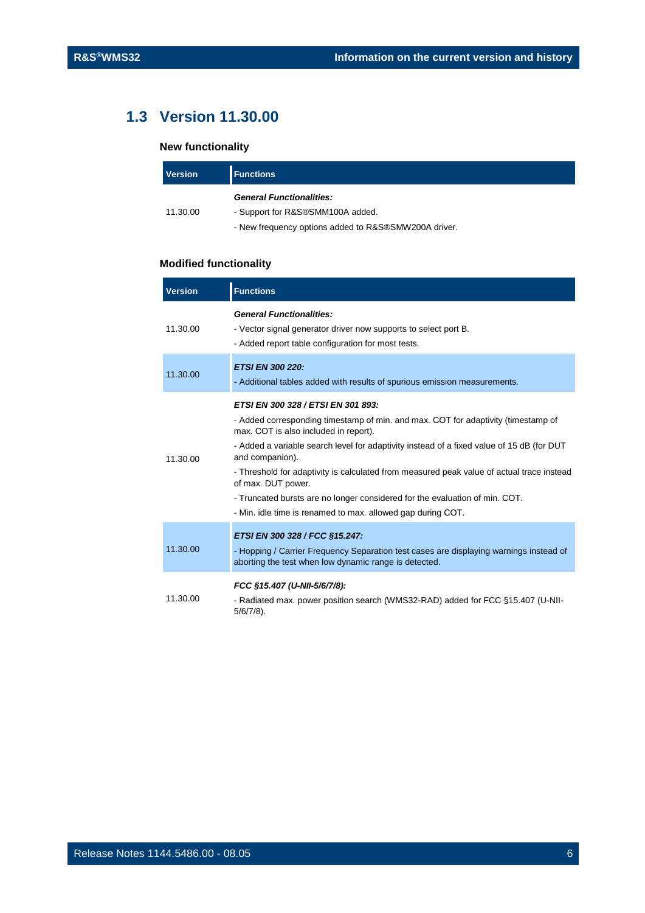## 1.3 Version 11.30.00

### New functionality

| Version | Functions |
|---|---|
| 11.30.00 | ***General Functionalities:***<br>- Support for R&S®SMM100A added.<br>- New frequency options added to R&S®SMW200A driver. |

### Modified functionality

| Version | Functions |
|---|---|
| 11.30.00 | ***General Functionalities:***<br>- Vector signal generator driver now supports to select port B.<br>- Added report table configuration for most tests. |
| 11.30.00 | ***ETSI EN 300 220:***<br>- Additional tables added with results of spurious emission measurements. |
| 11.30.00 | ***ETSI EN 300 328 / ETSI EN 301 893:***<br>- Added corresponding timestamp of min. and max. COT for adaptivity (timestamp of max. COT is also included in report).<br>- Added a variable search level for adaptivity instead of a fixed value of 15 dB (for DUT and companion).<br>- Threshold for adaptivity is calculated from measured peak value of actual trace instead of max. DUT power.<br>- Truncated bursts are no longer considered for the evaluation of min. COT.<br>- Min. idle time is renamed to max. allowed gap during COT. |
| 11.30.00 | ***ETSI EN 300 328 / FCC §15.247:***<br>- Hopping / Carrier Frequency Separation test cases are displaying warnings instead of aborting the test when low dynamic range is detected. |
| 11.30.00 | ***FCC §15.407 (U-NII-5/6/7/8):***<br>- Radiated max. power position search (WMS32-RAD) added for FCC §15.407 (U-NII-5/6/7/8). |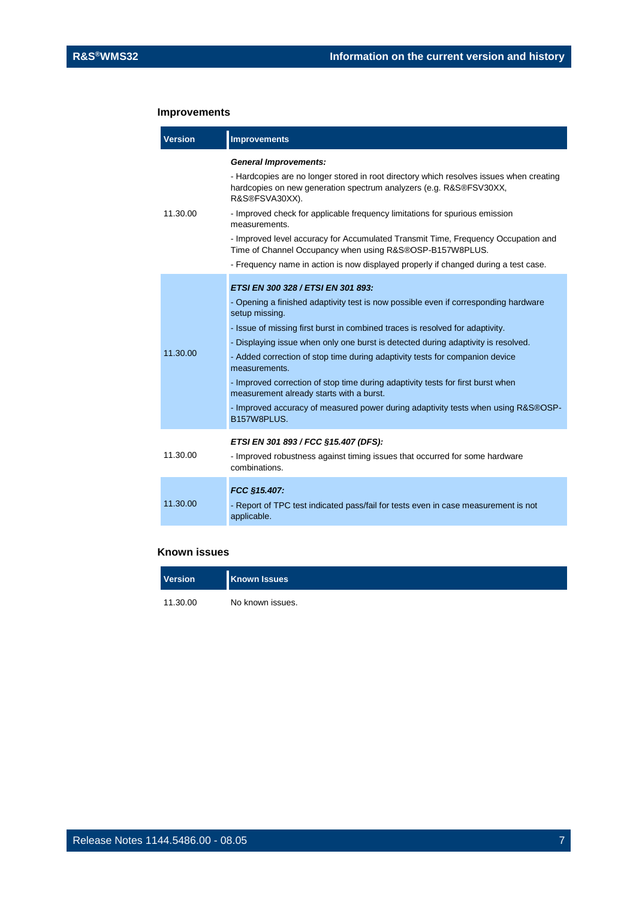## Improvements

| Version | Improvements |
| --- | --- |
| 11.30.00 | ***General Improvements:***<br>- Hardcopies are no longer stored in root directory which resolves issues when creating hardcopies on new generation spectrum analyzers (e.g. R&S®FSV30XX, R&S®FSVA30XX).<br>- Improved check for applicable frequency limitations for spurious emission measurements.<br>- Improved level accuracy for Accumulated Transmit Time, Frequency Occupation and Time of Channel Occupancy when using R&S®OSP-B157W8PLUS.<br>- Frequency name in action is now displayed properly if changed during a test case. |
| 11.30.00 | ***ETSI EN 300 328 / ETSI EN 301 893:***<br>- Opening a finished adaptivity test is now possible even if corresponding hardware setup missing.<br>- Issue of missing first burst in combined traces is resolved for adaptivity.<br>- Displaying issue when only one burst is detected during adaptivity is resolved.<br>- Added correction of stop time during adaptivity tests for companion device measurements.<br>- Improved correction of stop time during adaptivity tests for first burst when measurement already starts with a burst.<br>- Improved accuracy of measured power during adaptivity tests when using R&S®OSP-B157W8PLUS. |
| 11.30.00 | ***ETSI EN 301 893 / FCC §15.407 (DFS):***<br>- Improved robustness against timing issues that occurred for some hardware combinations. |
| 11.30.00 | ***FCC §15.407:***<br>- Report of TPC test indicated pass/fail for tests even in case measurement is not applicable. |

## Known issues

| Version | Known Issues |
| --- | --- |
| 11.30.00 | No known issues. |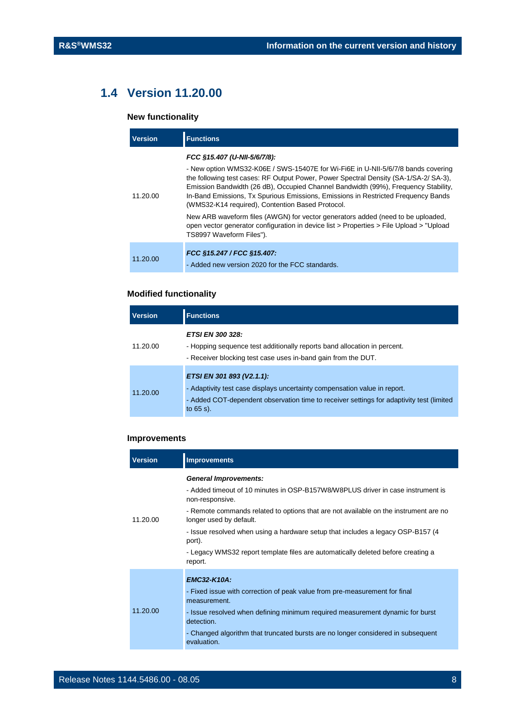## 1.4 Version 11.20.00

### New functionality

| Version | Functions |
| --- | --- |
| 11.20.00 | ***FCC §15.407 (U-NII-5/6/7/8):***<br>- New option WMS32-K06E / SWS-15407E for Wi-Fi6E in U-NII-5/6/7/8 bands covering the following test cases: RF Output Power, Power Spectral Density (SA-1/SA-2/ SA-3), Emission Bandwidth (26 dB), Occupied Channel Bandwidth (99%), Frequency Stability, In-Band Emissions, Tx Spurious Emissions, Emissions in Restricted Frequency Bands (WMS32-K14 required), Contention Based Protocol.<br>New ARB waveform files (AWGN) for vector generators added (need to be uploaded, open vector generator configuration in device list > Properties > File Upload > "Upload TS8997 Waveform Files"). |
| 11.20.00 | ***FCC §15.247 / FCC §15.407:***<br>- Added new version 2020 for the FCC standards. |

### Modified functionality

| Version | Functions |
| --- | --- |
| 11.20.00 | ***ETSI EN 300 328:***<br>- Hopping sequence test additionally reports band allocation in percent.<br>- Receiver blocking test case uses in-band gain from the DUT. |
| 11.20.00 | ***ETSI EN 301 893 (V2.1.1):***<br>- Adaptivity test case displays uncertainty compensation value in report.<br>- Added COT-dependent observation time to receiver settings for adaptivity test (limited to 65 s). |

### Improvements

| Version | Improvements |
| --- | --- |
| 11.20.00 | ***General Improvements:***<br>- Added timeout of 10 minutes in OSP-B157W8/W8PLUS driver in case instrument is non-responsive.<br>- Remote commands related to options that are not available on the instrument are no longer used by default.<br>- Issue resolved when using a hardware setup that includes a legacy OSP-B157 (4 port).<br>- Legacy WMS32 report template files are automatically deleted before creating a report. |
| 11.20.00 | ***EMC32-K10A:***<br>- Fixed issue with correction of peak value from pre-measurement for final measurement.<br>- Issue resolved when defining minimum required measurement dynamic for burst detection.<br>- Changed algorithm that truncated bursts are no longer considered in subsequent evaluation. |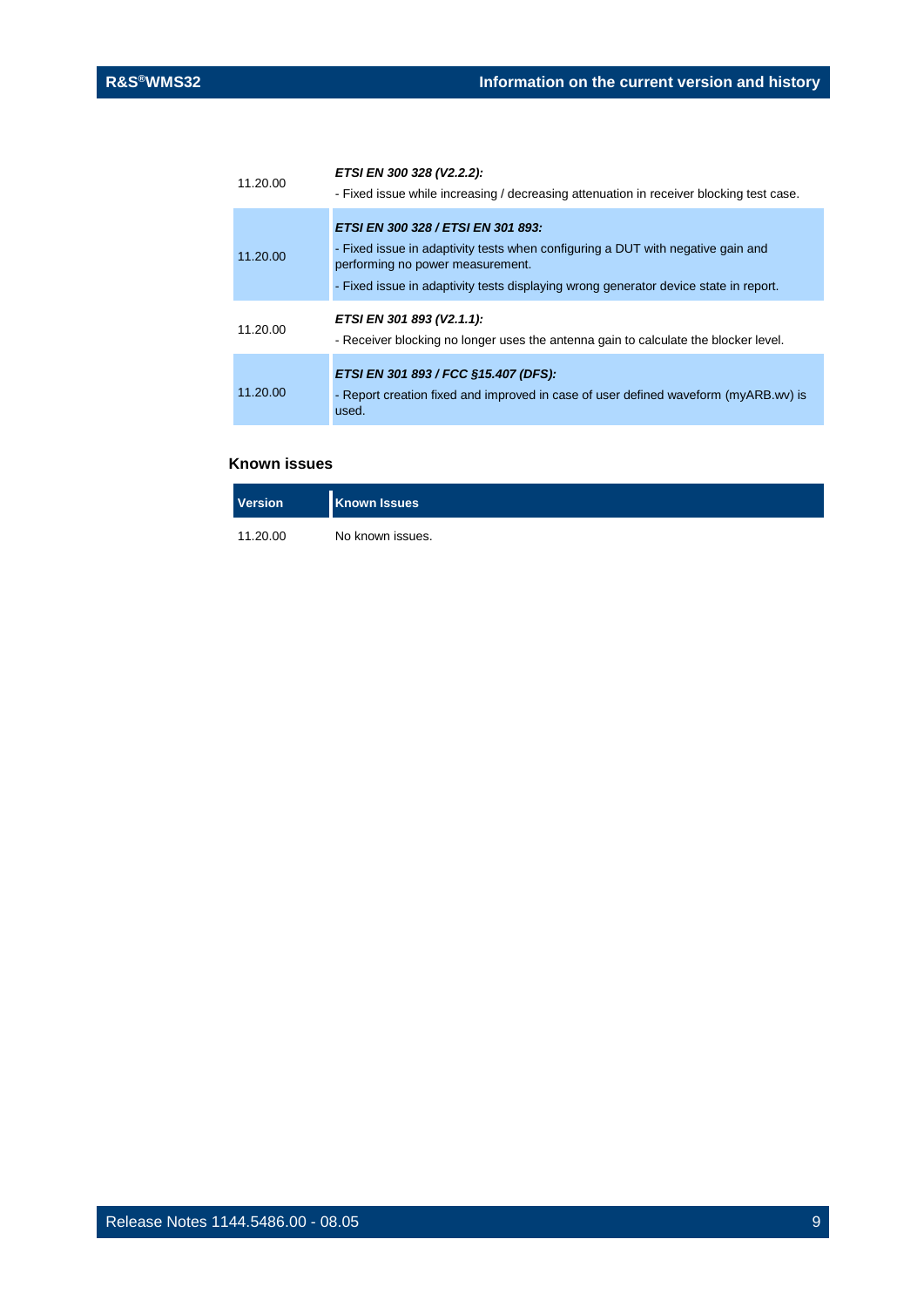| | |
|---|---|
| 11.20.00 | ***ETSI EN 300 328 (V2.2.2):***<br>- Fixed issue while increasing / decreasing attenuation in receiver blocking test case. |
| 11.20.00 | ***ETSI EN 300 328 / ETSI EN 301 893:***<br>- Fixed issue in adaptivity tests when configuring a DUT with negative gain and performing no power measurement.<br>- Fixed issue in adaptivity tests displaying wrong generator device state in report. |
| 11.20.00 | ***ETSI EN 301 893 (V2.1.1):***<br>- Receiver blocking no longer uses the antenna gain to calculate the blocker level. |
| 11.20.00 | ***ETSI EN 301 893 / FCC §15.407 (DFS):***<br>- Report creation fixed and improved in case of user defined waveform (myARB.wv) is used. |

### Known issues

| Version | Known Issues |
|---|---|
| 11.20.00 | No known issues. |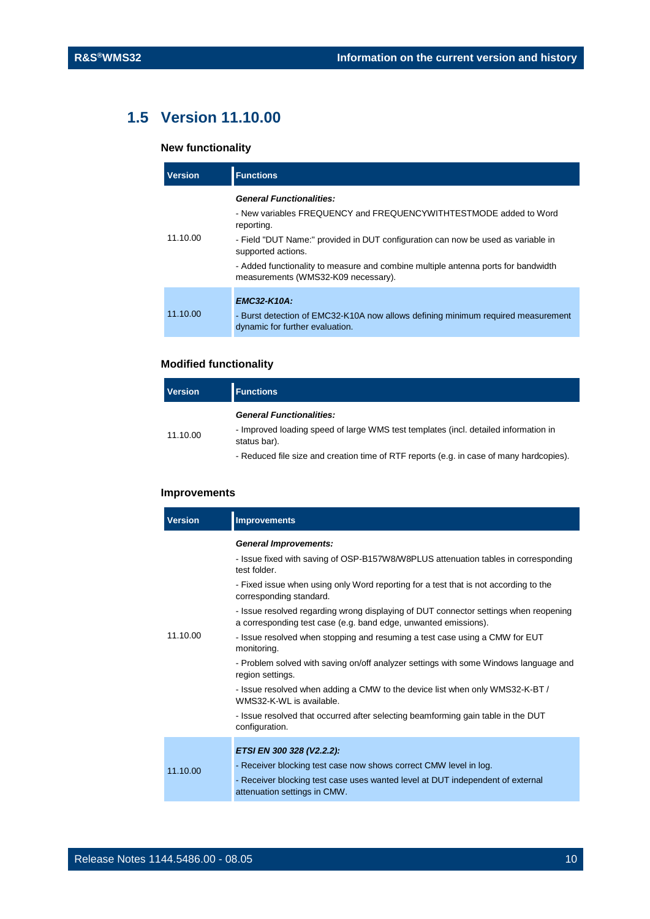## 1.5 Version 11.10.00

### New functionality

| Version | Functions |
| --- | --- |
| 11.10.00 | ***General Functionalities:***<br>- New variables FREQUENCY and FREQUENCYWITHTESTMODE added to Word reporting.<br>- Field "DUT Name:" provided in DUT configuration can now be used as variable in supported actions.<br>- Added functionality to measure and combine multiple antenna ports for bandwidth measurements (WMS32-K09 necessary). |
| 11.10.00 | ***EMC32-K10A:***<br>- Burst detection of EMC32-K10A now allows defining minimum required measurement dynamic for further evaluation. |

### Modified functionality

| Version | Functions |
| --- | --- |
| 11.10.00 | ***General Functionalities:***<br>- Improved loading speed of large WMS test templates (incl. detailed information in status bar).<br>- Reduced file size and creation time of RTF reports (e.g. in case of many hardcopies). |

### Improvements

| Version | Improvements |
| --- | --- |
| 11.10.00 | ***General Improvements:***<br>- Issue fixed with saving of OSP-B157W8/W8PLUS attenuation tables in corresponding test folder.<br>- Fixed issue when using only Word reporting for a test that is not according to the corresponding standard.<br>- Issue resolved regarding wrong displaying of DUT connector settings when reopening a corresponding test case (e.g. band edge, unwanted emissions).<br>- Issue resolved when stopping and resuming a test case using a CMW for EUT monitoring.<br>- Problem solved with saving on/off analyzer settings with some Windows language and region settings.<br>- Issue resolved when adding a CMW to the device list when only WMS32-K-BT / WMS32-K-WL is available.<br>- Issue resolved that occurred after selecting beamforming gain table in the DUT configuration. |
| 11.10.00 | ***ETSI EN 300 328 (V2.2.2):***<br>- Receiver blocking test case now shows correct CMW level in log.<br>- Receiver blocking test case uses wanted level at DUT independent of external attenuation settings in CMW. |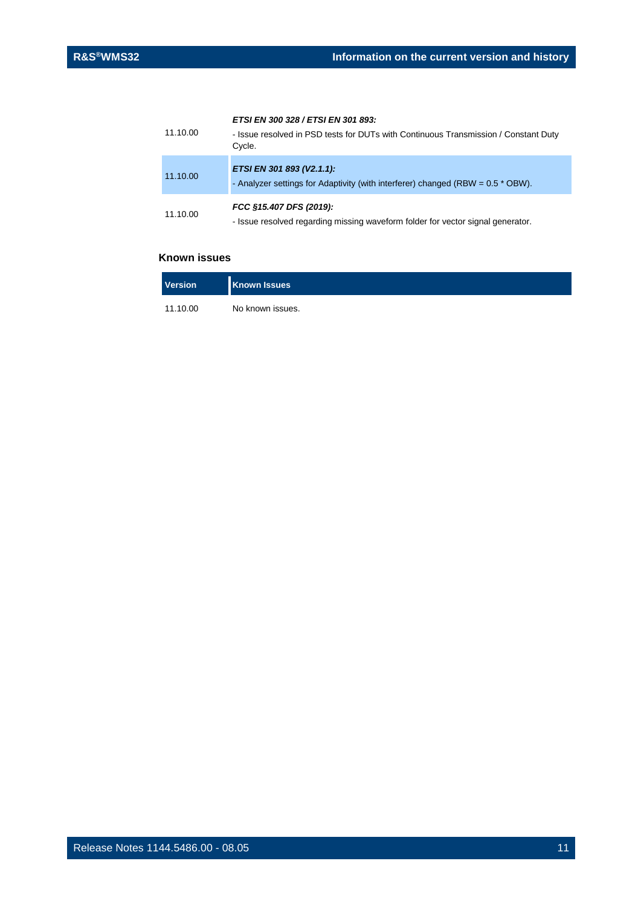| | |
|---|---|
| 11.10.00 | ***ETSI EN 300 328 / ETSI EN 301 893:***<br>- Issue resolved in PSD tests for DUTs with Continuous Transmission / Constant Duty Cycle. |
| 11.10.00 | ***ETSI EN 301 893 (V2.1.1):***<br>- Analyzer settings for Adaptivity (with interferer) changed (RBW = 0.5 * OBW). |
| 11.10.00 | ***FCC §15.407 DFS (2019):***<br>- Issue resolved regarding missing waveform folder for vector signal generator. |

### Known issues

| Version | Known Issues |
|---|---|
| 11.10.00 | No known issues. |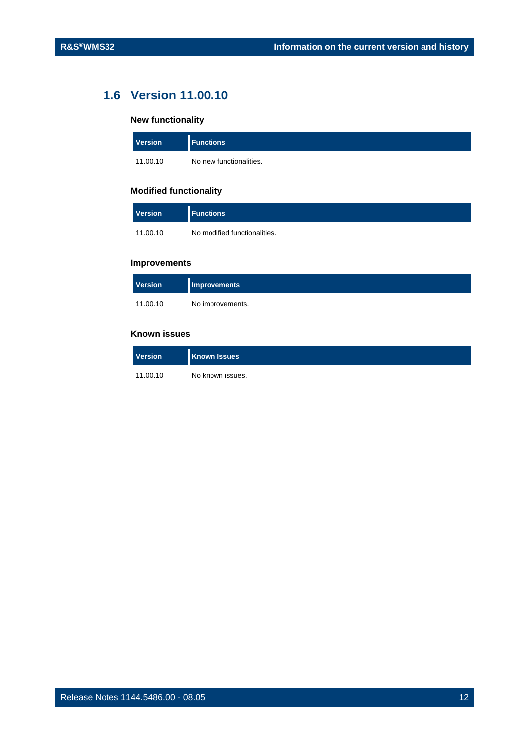## 1.6 Version 11.00.10

### New functionality

| Version | Functions |
|---|---|
| 11.00.10 | No new functionalities. |

### Modified functionality

| Version | Functions |
|---|---|
| 11.00.10 | No modified functionalities. |

### Improvements

| Version | Improvements |
|---|---|
| 11.00.10 | No improvements. |

### Known issues

| Version | Known Issues |
|---|---|
| 11.00.10 | No known issues. |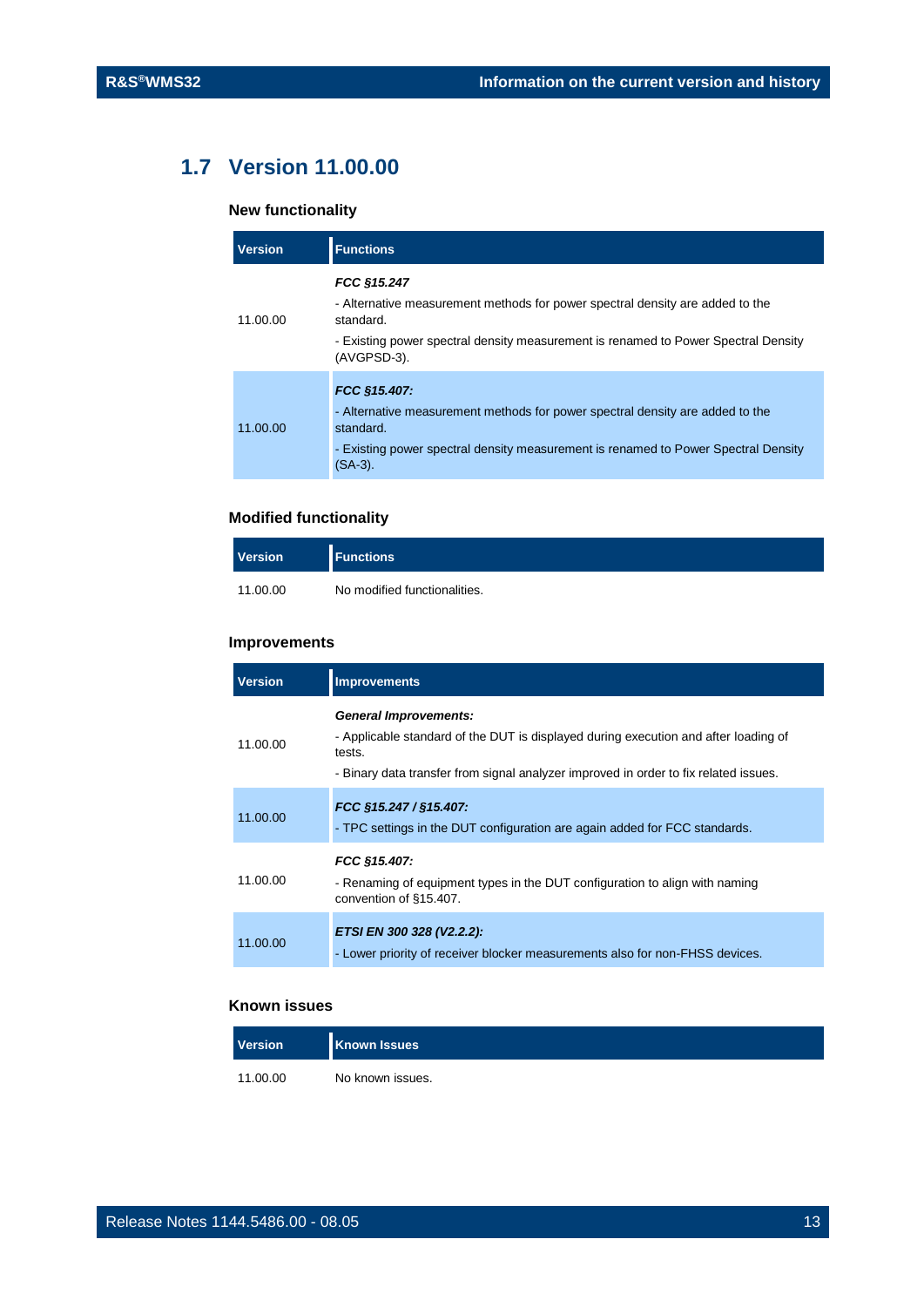## 1.7 Version 11.00.00

### New functionality

| Version | Functions |
| --- | --- |
| 11.00.00 | ***FCC §15.247***<br>- Alternative measurement methods for power spectral density are added to the standard.<br>- Existing power spectral density measurement is renamed to Power Spectral Density (AVGPSD-3). |
| 11.00.00 | ***FCC §15.407:***<br>- Alternative measurement methods for power spectral density are added to the standard.<br>- Existing power spectral density measurement is renamed to Power Spectral Density (SA-3). |

### Modified functionality

| Version | Functions |
| --- | --- |
| 11.00.00 | No modified functionalities. |

### Improvements

| Version | Improvements |
| --- | --- |
| 11.00.00 | ***General Improvements:***<br>- Applicable standard of the DUT is displayed during execution and after loading of tests.<br>- Binary data transfer from signal analyzer improved in order to fix related issues. |
| 11.00.00 | ***FCC §15.247 / §15.407:***<br>- TPC settings in the DUT configuration are again added for FCC standards. |
| 11.00.00 | ***FCC §15.407:***<br>- Renaming of equipment types in the DUT configuration to align with naming convention of §15.407. |
| 11.00.00 | ***ETSI EN 300 328 (V2.2.2):***<br>- Lower priority of receiver blocker measurements also for non-FHSS devices. |

### Known issues

| Version | Known Issues |
| --- | --- |
| 11.00.00 | No known issues. |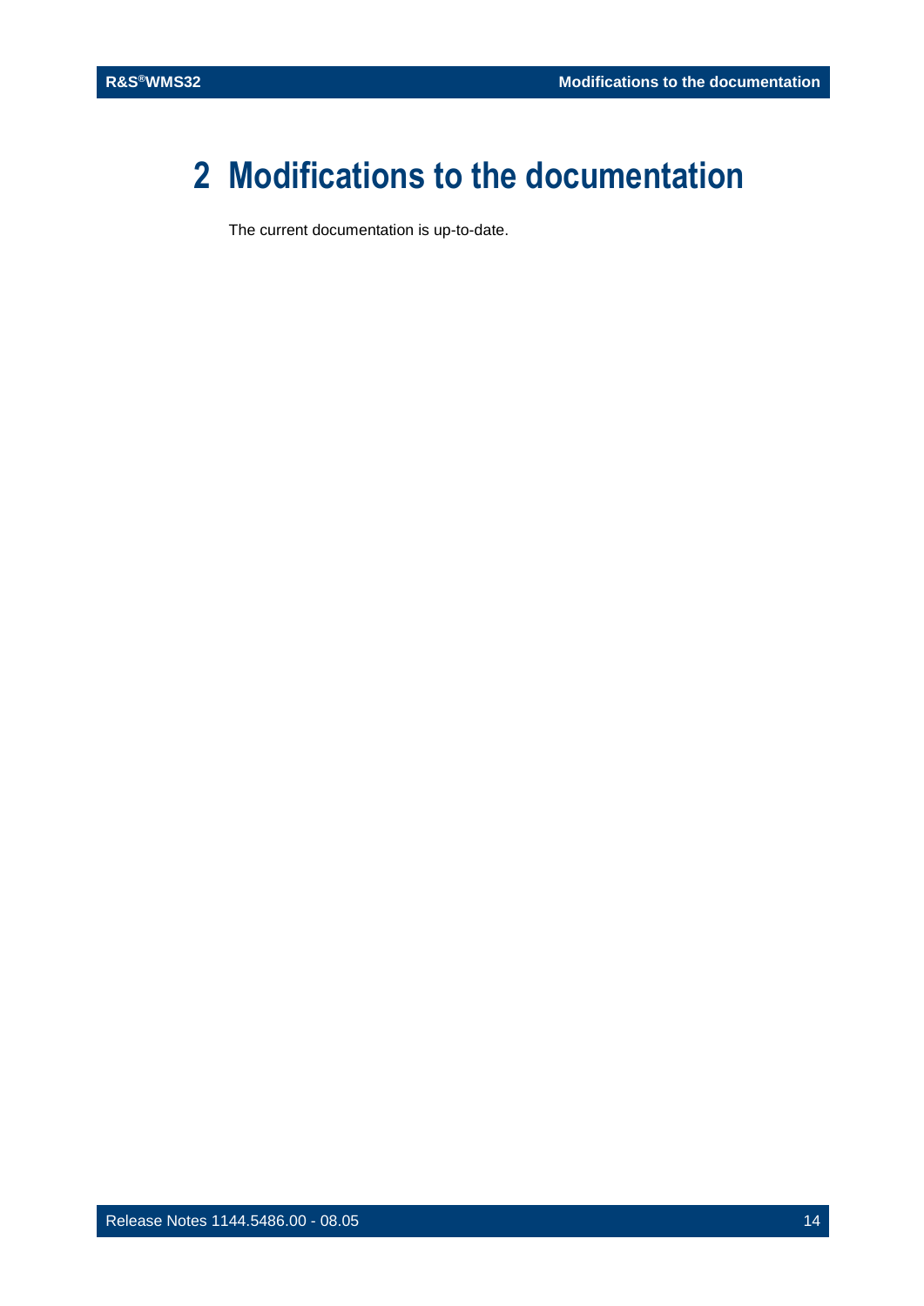# 2 Modifications to the documentation

The current documentation is up-to-date.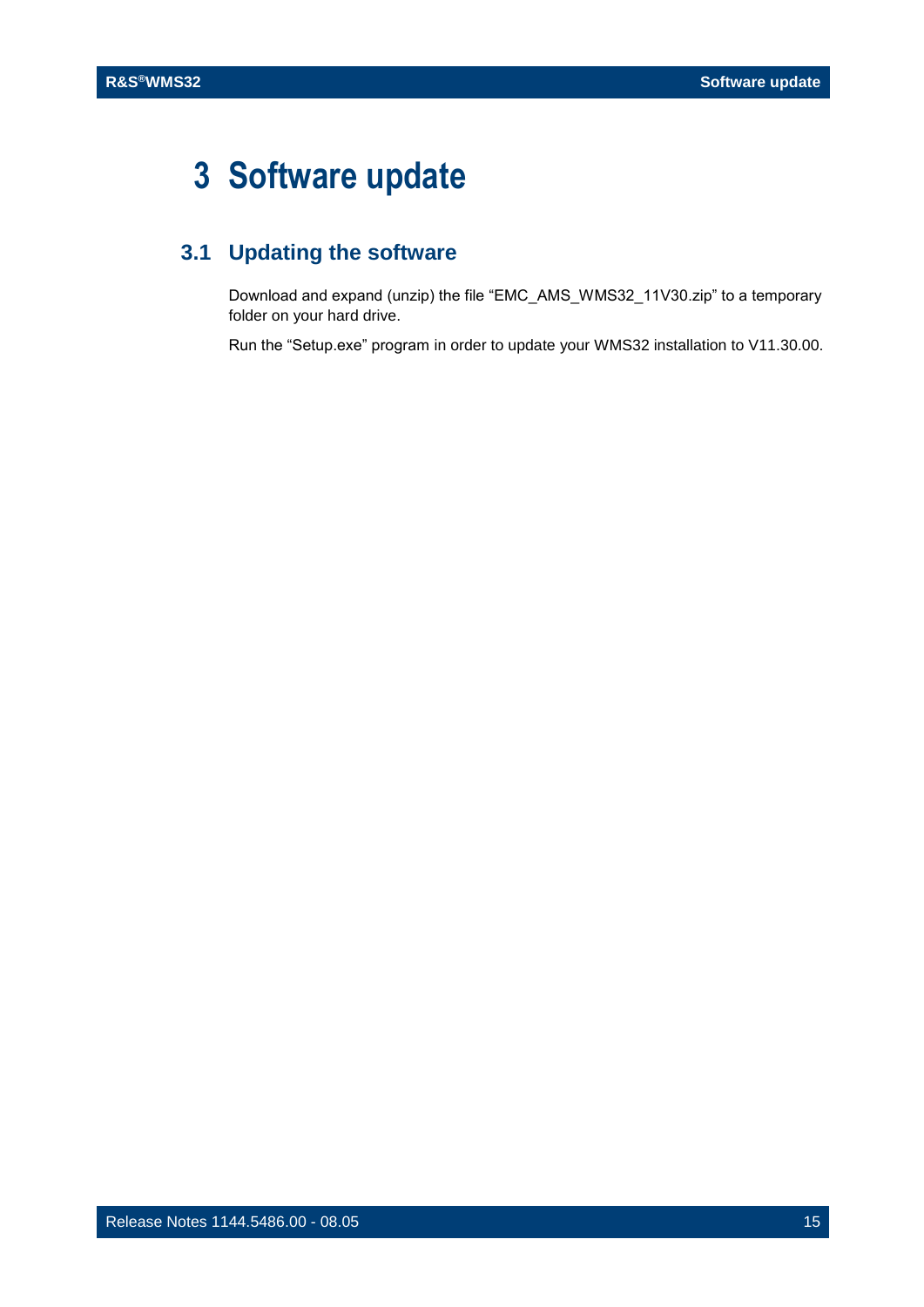# 3 Software update

## 3.1 Updating the software

Download and expand (unzip) the file “EMC_AMS_WMS32_11V30.zip” to a temporary folder on your hard drive.

Run the “Setup.exe” program in order to update your WMS32 installation to V11.30.00.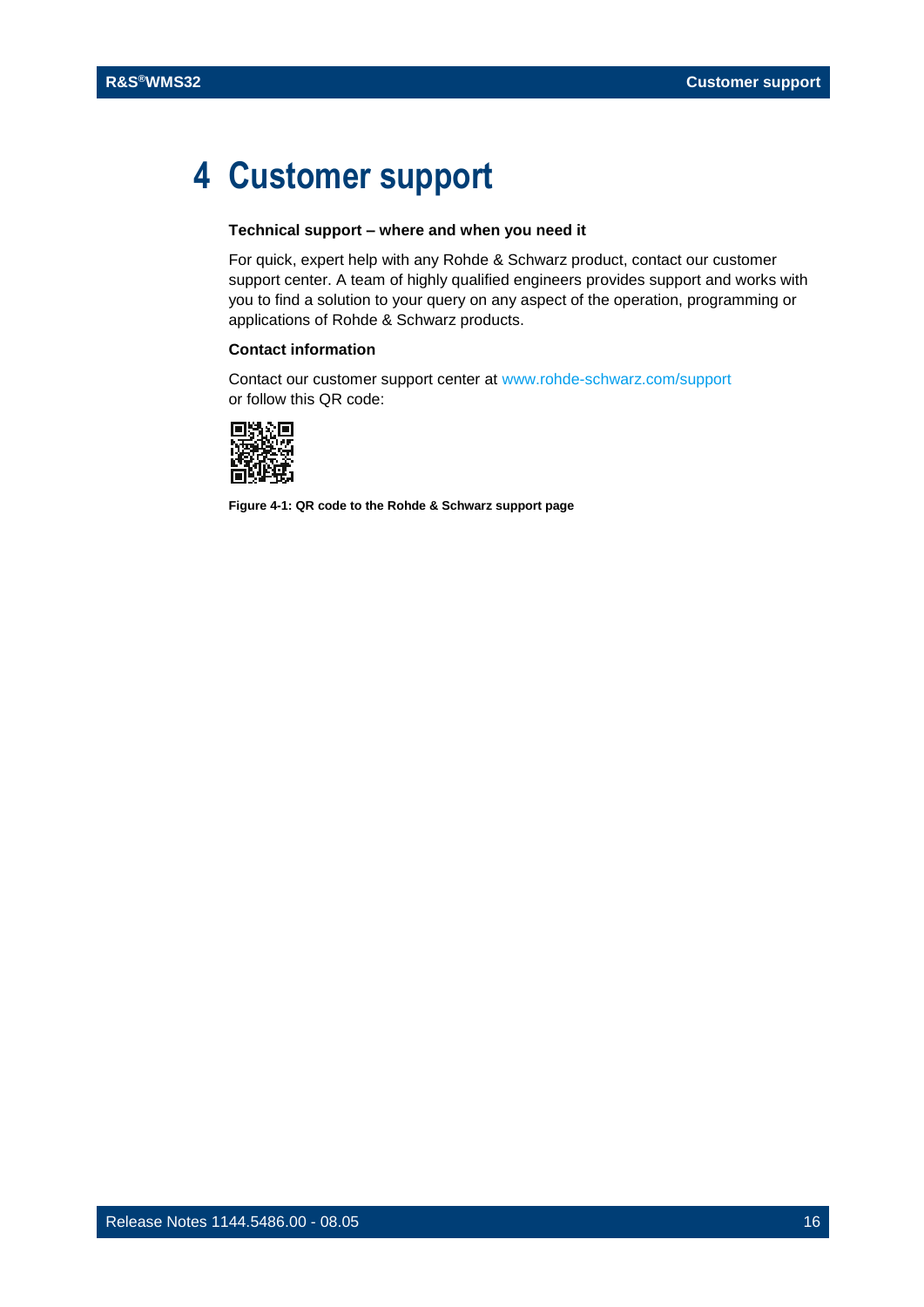# 4 Customer support

**Technical support – where and when you need it**

For quick, expert help with any Rohde & Schwarz product, contact our customer support center. A team of highly qualified engineers provides support and works with you to find a solution to your query on any aspect of the operation, programming or applications of Rohde & Schwarz products.

**Contact information**

Contact our customer support center at www.rohde-schwarz.com/support or follow this QR code:

**Figure 4-1: QR code to the Rohde & Schwarz support page**